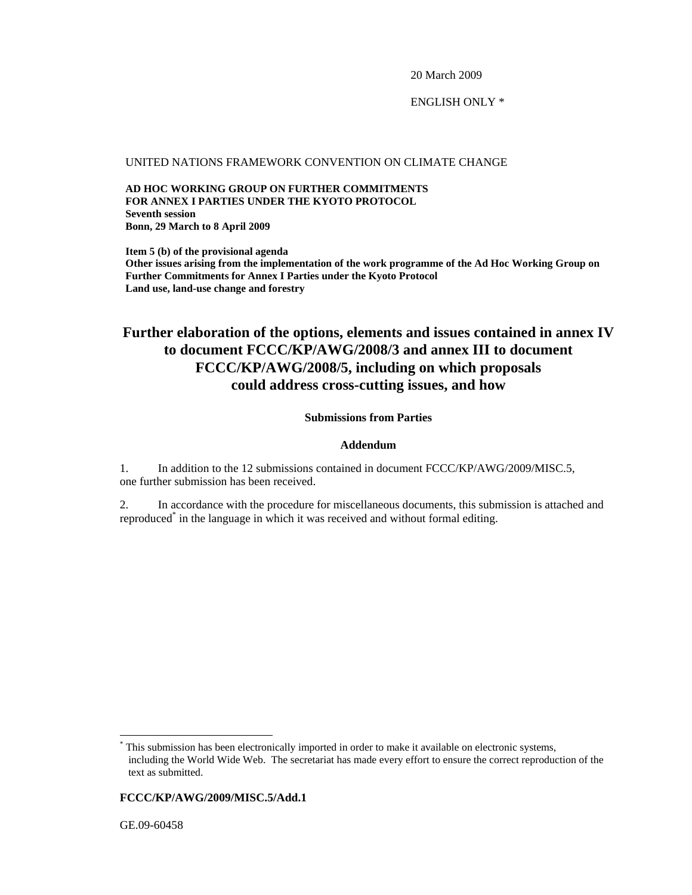20 March 2009

ENGLISH ONLY *

UNITED NATIONS FRAMEWORK CONVENTION ON CLIMATE CHANGE

**AD HOC WORKING GROUP ON FURTHER COMMITMENTS FOR ANNEX I PARTIES UNDER THE KYOTO PROTOCOL**
**Seventh session**
**Bonn, 29 March to 8 April 2009**

**Item 5 (b) of the provisional agenda**
**Other issues arising from the implementation of the work programme of the Ad Hoc Working Group on Further Commitments for Annex I Parties under the Kyoto Protocol**
**Land use, land-use change and forestry**

# Further elaboration of the options, elements and issues contained in annex IV to document FCCC/KP/AWG/2008/3 and annex III to document FCCC/KP/AWG/2008/5, including on which proposals could address cross-cutting issues, and how

### Submissions from Parties

### Addendum

1. In addition to the 12 submissions contained in document FCCC/KP/AWG/2009/MISC.5, one further submission has been received.

2. In accordance with the procedure for miscellaneous documents, this submission is attached and reproduced* in the language in which it was received and without formal editing.

---

* This submission has been electronically imported in order to make it available on electronic systems, including the World Wide Web. The secretariat has made every effort to ensure the correct reproduction of the text as submitted.

**FCCC/KP/AWG/2009/MISC.5/Add.1**

GE.09-60458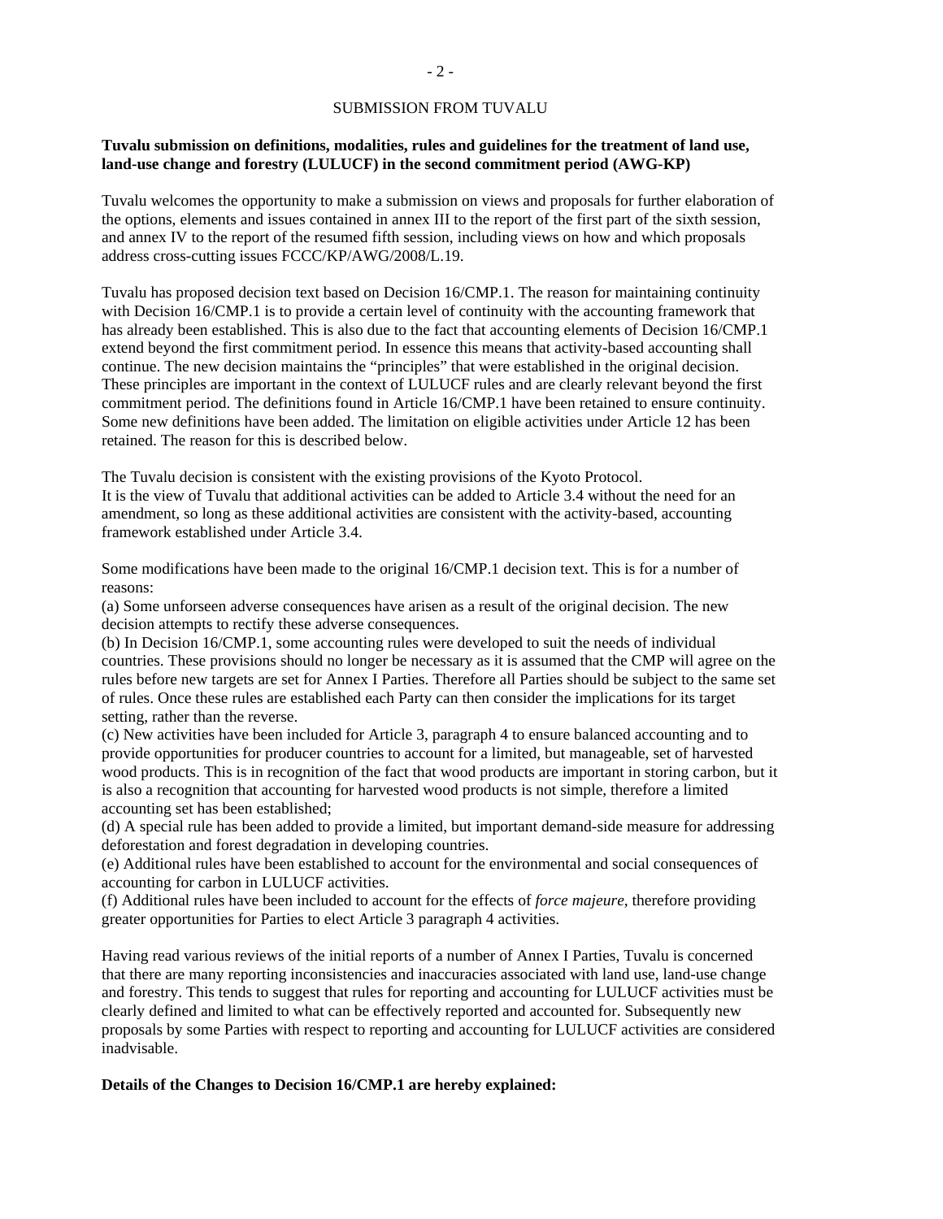SUBMISSION FROM TUVALU

**Tuvalu submission on definitions, modalities, rules and guidelines for the treatment of land use, land-use change and forestry (LULUCF) in the second commitment period (AWG-KP)**

Tuvalu welcomes the opportunity to make a submission on views and proposals for further elaboration of the options, elements and issues contained in annex III to the report of the first part of the sixth session, and annex IV to the report of the resumed fifth session, including views on how and which proposals address cross-cutting issues FCCC/KP/AWG/2008/L.19.

Tuvalu has proposed decision text based on Decision 16/CMP.1. The reason for maintaining continuity with Decision 16/CMP.1 is to provide a certain level of continuity with the accounting framework that has already been established. This is also due to the fact that accounting elements of Decision 16/CMP.1 extend beyond the first commitment period. In essence this means that activity-based accounting shall continue. The new decision maintains the "principles" that were established in the original decision. These principles are important in the context of LULUCF rules and are clearly relevant beyond the first commitment period. The definitions found in Article 16/CMP.1 have been retained to ensure continuity. Some new definitions have been added. The limitation on eligible activities under Article 12 has been retained. The reason for this is described below.

The Tuvalu decision is consistent with the existing provisions of the Kyoto Protocol.
It is the view of Tuvalu that additional activities can be added to Article 3.4 without the need for an amendment, so long as these additional activities are consistent with the activity-based, accounting framework established under Article 3.4.

Some modifications have been made to the original 16/CMP.1 decision text. This is for a number of reasons:

(a) Some unforseen adverse consequences have arisen as a result of the original decision. The new decision attempts to rectify these adverse consequences.

(b) In Decision 16/CMP.1, some accounting rules were developed to suit the needs of individual countries. These provisions should no longer be necessary as it is assumed that the CMP will agree on the rules before new targets are set for Annex I Parties. Therefore all Parties should be subject to the same set of rules. Once these rules are established each Party can then consider the implications for its target setting, rather than the reverse.

(c) New activities have been included for Article 3, paragraph 4 to ensure balanced accounting and to provide opportunities for producer countries to account for a limited, but manageable, set of harvested wood products. This is in recognition of the fact that wood products are important in storing carbon, but it is also a recognition that accounting for harvested wood products is not simple, therefore a limited accounting set has been established;

(d) A special rule has been added to provide a limited, but important demand-side measure for addressing deforestation and forest degradation in developing countries.

(e) Additional rules have been established to account for the environmental and social consequences of accounting for carbon in LULUCF activities.

(f) Additional rules have been included to account for the effects of *force majeure*, therefore providing greater opportunities for Parties to elect Article 3 paragraph 4 activities.

Having read various reviews of the initial reports of a number of Annex I Parties, Tuvalu is concerned that there are many reporting inconsistencies and inaccuracies associated with land use, land-use change and forestry. This tends to suggest that rules for reporting and accounting for LULUCF activities must be clearly defined and limited to what can be effectively reported and accounted for. Subsequently new proposals by some Parties with respect to reporting and accounting for LULUCF activities are considered inadvisable.

**Details of the Changes to Decision 16/CMP.1 are hereby explained:**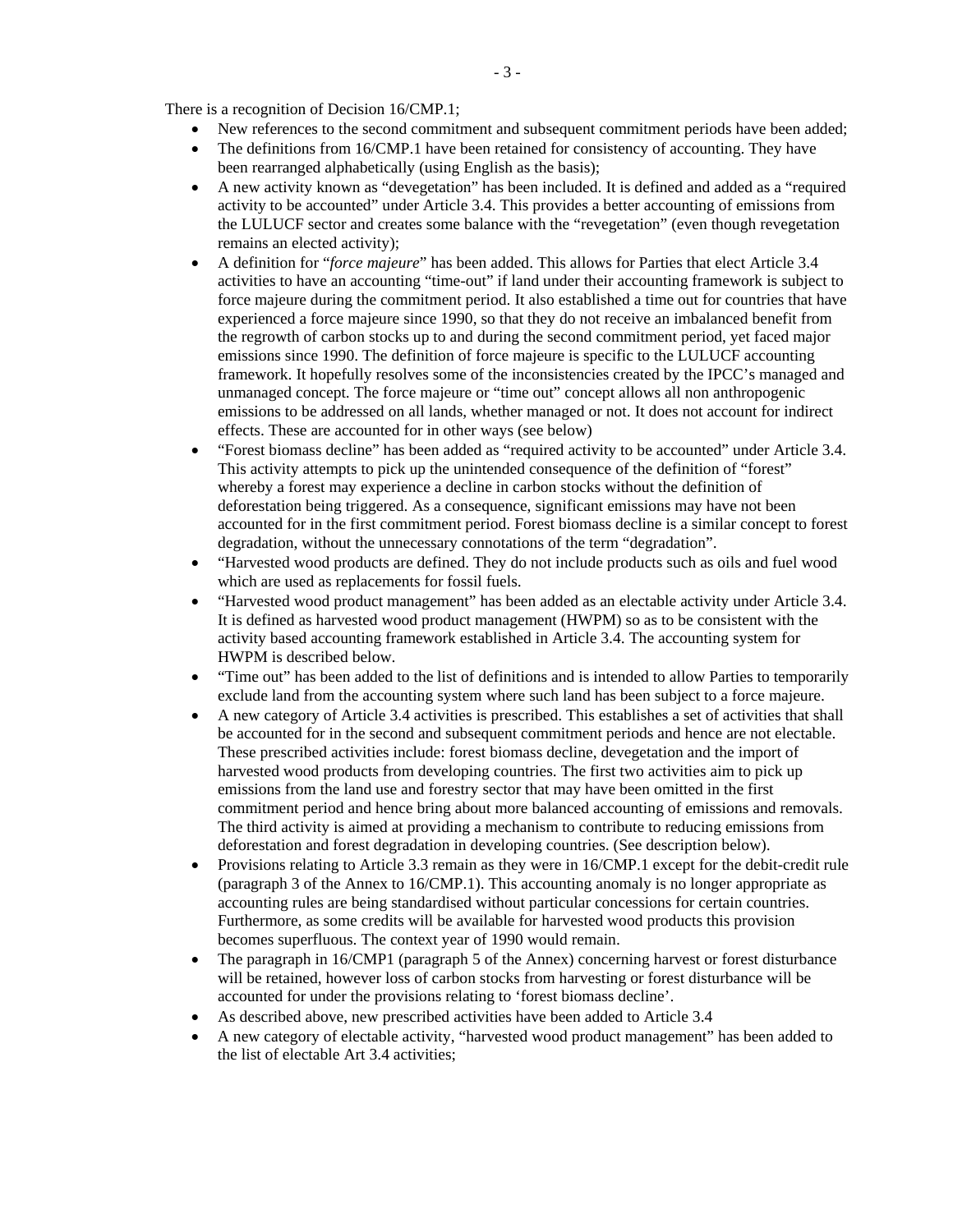There is a recognition of Decision 16/CMP.1;

- New references to the second commitment and subsequent commitment periods have been added;
- The definitions from 16/CMP.1 have been retained for consistency of accounting. They have been rearranged alphabetically (using English as the basis);
- A new activity known as "devegetation" has been included. It is defined and added as a "required activity to be accounted" under Article 3.4. This provides a better accounting of emissions from the LULUCF sector and creates some balance with the "revegetation" (even though revegetation remains an elected activity);
- A definition for "*force majeure*" has been added. This allows for Parties that elect Article 3.4 activities to have an accounting "time-out" if land under their accounting framework is subject to force majeure during the commitment period. It also established a time out for countries that have experienced a force majeure since 1990, so that they do not receive an imbalanced benefit from the regrowth of carbon stocks up to and during the second commitment period, yet faced major emissions since 1990. The definition of force majeure is specific to the LULUCF accounting framework. It hopefully resolves some of the inconsistencies created by the IPCC's managed and unmanaged concept. The force majeure or "time out" concept allows all non anthropogenic emissions to be addressed on all lands, whether managed or not. It does not account for indirect effects. These are accounted for in other ways (see below)
- "Forest biomass decline" has been added as "required activity to be accounted" under Article 3.4. This activity attempts to pick up the unintended consequence of the definition of "forest" whereby a forest may experience a decline in carbon stocks without the definition of deforestation being triggered. As a consequence, significant emissions may have not been accounted for in the first commitment period. Forest biomass decline is a similar concept to forest degradation, without the unnecessary connotations of the term "degradation".
- "Harvested wood products are defined. They do not include products such as oils and fuel wood which are used as replacements for fossil fuels.
- "Harvested wood product management" has been added as an electable activity under Article 3.4. It is defined as harvested wood product management (HWPM) so as to be consistent with the activity based accounting framework established in Article 3.4. The accounting system for HWPM is described below.
- "Time out" has been added to the list of definitions and is intended to allow Parties to temporarily exclude land from the accounting system where such land has been subject to a force majeure.
- A new category of Article 3.4 activities is prescribed. This establishes a set of activities that shall be accounted for in the second and subsequent commitment periods and hence are not electable. These prescribed activities include: forest biomass decline, devegetation and the import of harvested wood products from developing countries. The first two activities aim to pick up emissions from the land use and forestry sector that may have been omitted in the first commitment period and hence bring about more balanced accounting of emissions and removals. The third activity is aimed at providing a mechanism to contribute to reducing emissions from deforestation and forest degradation in developing countries. (See description below).
- Provisions relating to Article 3.3 remain as they were in 16/CMP.1 except for the debit-credit rule (paragraph 3 of the Annex to 16/CMP.1). This accounting anomaly is no longer appropriate as accounting rules are being standardised without particular concessions for certain countries. Furthermore, as some credits will be available for harvested wood products this provision becomes superfluous. The context year of 1990 would remain.
- The paragraph in 16/CMP1 (paragraph 5 of the Annex) concerning harvest or forest disturbance will be retained, however loss of carbon stocks from harvesting or forest disturbance will be accounted for under the provisions relating to 'forest biomass decline'.
- As described above, new prescribed activities have been added to Article 3.4
- A new category of electable activity, "harvested wood product management" has been added to the list of electable Art 3.4 activities;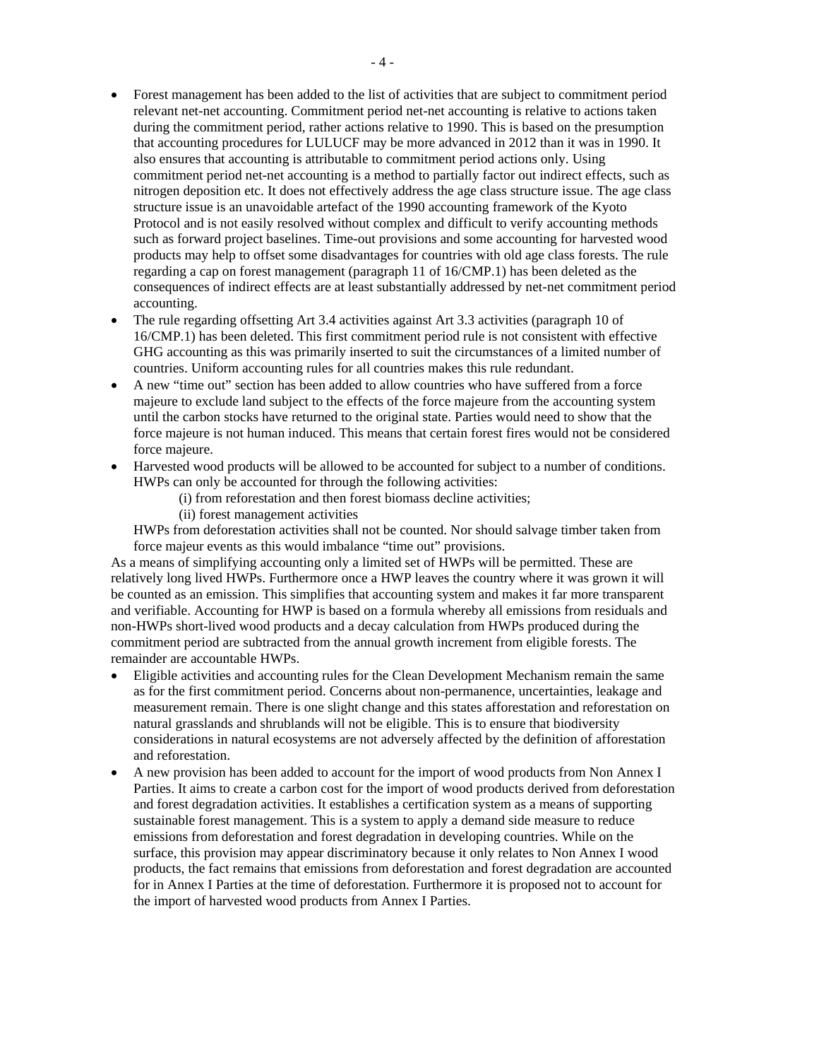- Forest management has been added to the list of activities that are subject to commitment period relevant net-net accounting. Commitment period net-net accounting is relative to actions taken during the commitment period, rather actions relative to 1990. This is based on the presumption that accounting procedures for LULUCF may be more advanced in 2012 than it was in 1990. It also ensures that accounting is attributable to commitment period actions only. Using commitment period net-net accounting is a method to partially factor out indirect effects, such as nitrogen deposition etc. It does not effectively address the age class structure issue. The age class structure issue is an unavoidable artefact of the 1990 accounting framework of the Kyoto Protocol and is not easily resolved without complex and difficult to verify accounting methods such as forward project baselines. Time-out provisions and some accounting for harvested wood products may help to offset some disadvantages for countries with old age class forests. The rule regarding a cap on forest management (paragraph 11 of 16/CMP.1) has been deleted as the consequences of indirect effects are at least substantially addressed by net-net commitment period accounting.
- The rule regarding offsetting Art 3.4 activities against Art 3.3 activities (paragraph 10 of 16/CMP.1) has been deleted. This first commitment period rule is not consistent with effective GHG accounting as this was primarily inserted to suit the circumstances of a limited number of countries. Uniform accounting rules for all countries makes this rule redundant.
- A new "time out" section has been added to allow countries who have suffered from a force majeure to exclude land subject to the effects of the force majeure from the accounting system until the carbon stocks have returned to the original state. Parties would need to show that the force majeure is not human induced. This means that certain forest fires would not be considered force majeure.
- Harvested wood products will be allowed to be accounted for subject to a number of conditions. HWPs can only be accounted for through the following activities:
  - (i) from reforestation and then forest biomass decline activities;
  - (ii) forest management activities

  HWPs from deforestation activities shall not be counted. Nor should salvage timber taken from force majeur events as this would imbalance "time out" provisions.

As a means of simplifying accounting only a limited set of HWPs will be permitted. These are relatively long lived HWPs. Furthermore once a HWP leaves the country where it was grown it will be counted as an emission. This simplifies that accounting system and makes it far more transparent and verifiable. Accounting for HWP is based on a formula whereby all emissions from residuals and non-HWPs short-lived wood products and a decay calculation from HWPs produced during the commitment period are subtracted from the annual growth increment from eligible forests. The remainder are accountable HWPs.

- Eligible activities and accounting rules for the Clean Development Mechanism remain the same as for the first commitment period. Concerns about non-permanence, uncertainties, leakage and measurement remain. There is one slight change and this states afforestation and reforestation on natural grasslands and shrublands will not be eligible. This is to ensure that biodiversity considerations in natural ecosystems are not adversely affected by the definition of afforestation and reforestation.
- A new provision has been added to account for the import of wood products from Non Annex I Parties. It aims to create a carbon cost for the import of wood products derived from deforestation and forest degradation activities. It establishes a certification system as a means of supporting sustainable forest management. This is a system to apply a demand side measure to reduce emissions from deforestation and forest degradation in developing countries. While on the surface, this provision may appear discriminatory because it only relates to Non Annex I wood products, the fact remains that emissions from deforestation and forest degradation are accounted for in Annex I Parties at the time of deforestation. Furthermore it is proposed not to account for the import of harvested wood products from Annex I Parties.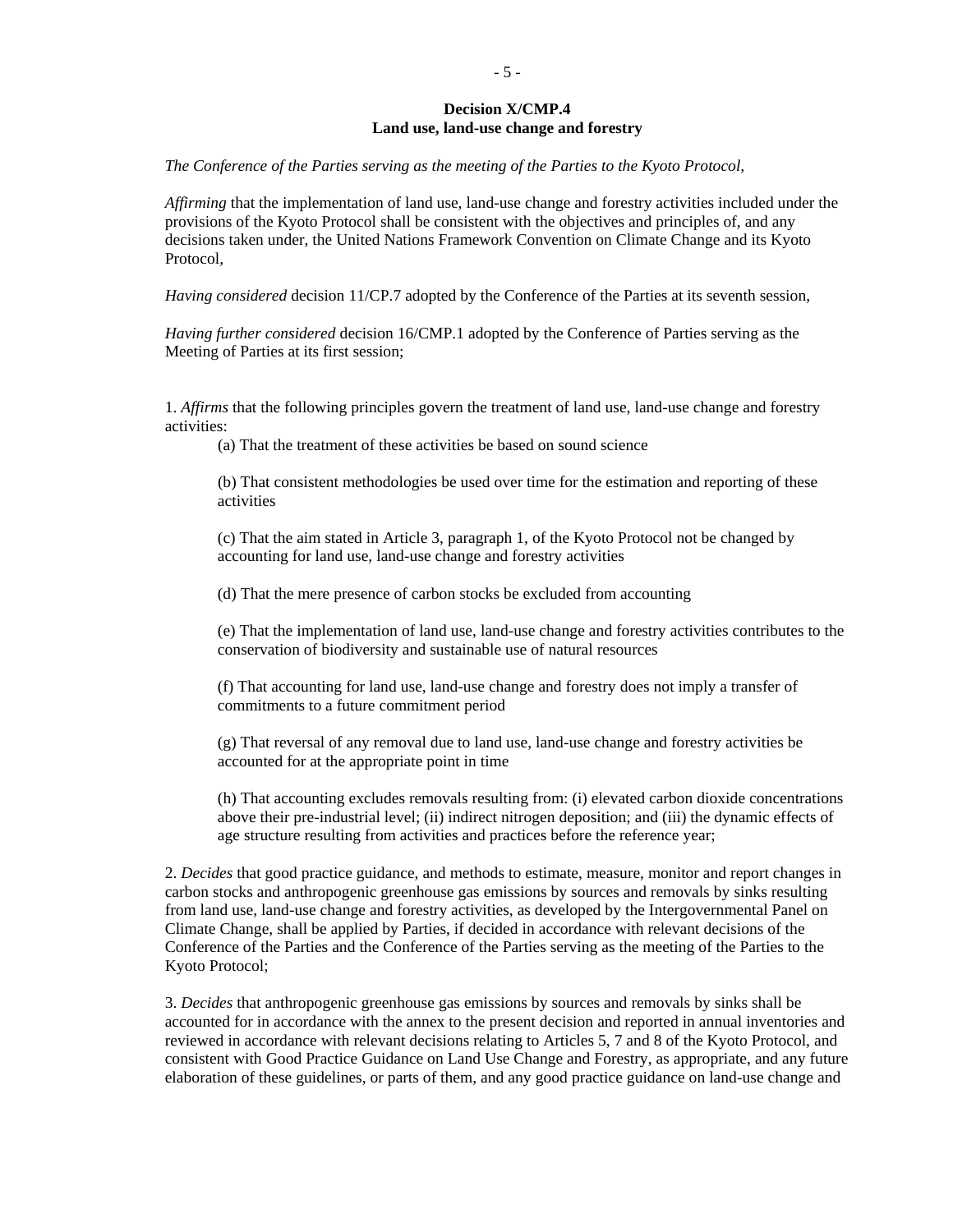**Decision X/CMP.4**
**Land use, land-use change and forestry**

*The Conference of the Parties serving as the meeting of the Parties to the Kyoto Protocol,*

*Affirming* that the implementation of land use, land-use change and forestry activities included under the provisions of the Kyoto Protocol shall be consistent with the objectives and principles of, and any decisions taken under, the United Nations Framework Convention on Climate Change and its Kyoto Protocol,

*Having considered* decision 11/CP.7 adopted by the Conference of the Parties at its seventh session,

*Having further considered* decision 16/CMP.1 adopted by the Conference of Parties serving as the Meeting of Parties at its first session;

1. *Affirms* that the following principles govern the treatment of land use, land-use change and forestry activities:

   (a) That the treatment of these activities be based on sound science

   (b) That consistent methodologies be used over time for the estimation and reporting of these activities

   (c) That the aim stated in Article 3, paragraph 1, of the Kyoto Protocol not be changed by accounting for land use, land-use change and forestry activities

   (d) That the mere presence of carbon stocks be excluded from accounting

   (e) That the implementation of land use, land-use change and forestry activities contributes to the conservation of biodiversity and sustainable use of natural resources

   (f) That accounting for land use, land-use change and forestry does not imply a transfer of commitments to a future commitment period

   (g) That reversal of any removal due to land use, land-use change and forestry activities be accounted for at the appropriate point in time

   (h) That accounting excludes removals resulting from: (i) elevated carbon dioxide concentrations above their pre-industrial level; (ii) indirect nitrogen deposition; and (iii) the dynamic effects of age structure resulting from activities and practices before the reference year;

2. *Decides* that good practice guidance, and methods to estimate, measure, monitor and report changes in carbon stocks and anthropogenic greenhouse gas emissions by sources and removals by sinks resulting from land use, land-use change and forestry activities, as developed by the Intergovernmental Panel on Climate Change, shall be applied by Parties, if decided in accordance with relevant decisions of the Conference of the Parties and the Conference of the Parties serving as the meeting of the Parties to the Kyoto Protocol;

3. *Decides* that anthropogenic greenhouse gas emissions by sources and removals by sinks shall be accounted for in accordance with the annex to the present decision and reported in annual inventories and reviewed in accordance with relevant decisions relating to Articles 5, 7 and 8 of the Kyoto Protocol, and consistent with Good Practice Guidance on Land Use Change and Forestry, as appropriate, and any future elaboration of these guidelines, or parts of them, and any good practice guidance on land-use change and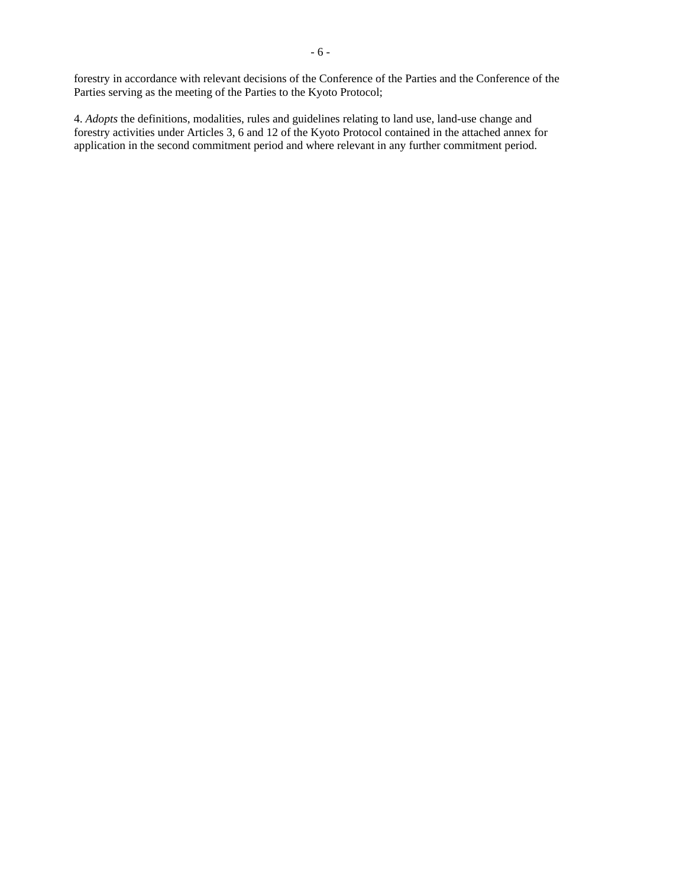forestry in accordance with relevant decisions of the Conference of the Parties and the Conference of the Parties serving as the meeting of the Parties to the Kyoto Protocol;

4. *Adopts* the definitions, modalities, rules and guidelines relating to land use, land-use change and forestry activities under Articles 3, 6 and 12 of the Kyoto Protocol contained in the attached annex for application in the second commitment period and where relevant in any further commitment period.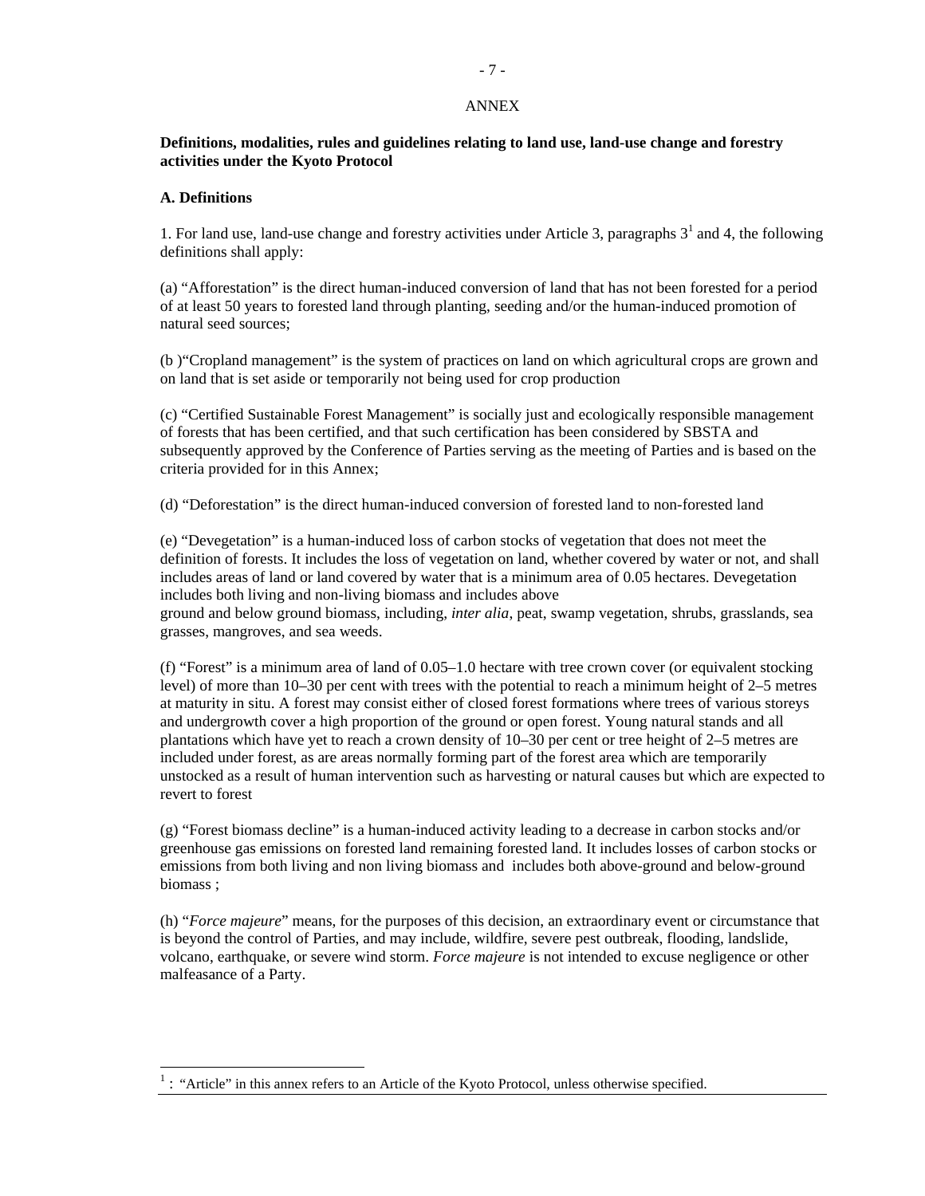ANNEX

**Definitions, modalities, rules and guidelines relating to land use, land-use change and forestry activities under the Kyoto Protocol**

**A. Definitions**

1. For land use, land-use change and forestry activities under Article 3, paragraphs 3[1] and 4, the following definitions shall apply:

(a) "Afforestation" is the direct human-induced conversion of land that has not been forested for a period of at least 50 years to forested land through planting, seeding and/or the human-induced promotion of natural seed sources;

(b )"Cropland management" is the system of practices on land on which agricultural crops are grown and on land that is set aside or temporarily not being used for crop production

(c) "Certified Sustainable Forest Management" is socially just and ecologically responsible management of forests that has been certified, and that such certification has been considered by SBSTA and subsequently approved by the Conference of Parties serving as the meeting of Parties and is based on the criteria provided for in this Annex;

(d) "Deforestation" is the direct human-induced conversion of forested land to non-forested land

(e) "Devegetation" is a human-induced loss of carbon stocks of vegetation that does not meet the definition of forests. It includes the loss of vegetation on land, whether covered by water or not, and shall includes areas of land or land covered by water that is a minimum area of 0.05 hectares. Devegetation includes both living and non-living biomass and includes above ground and below ground biomass, including, *inter alia*, peat, swamp vegetation, shrubs, grasslands, sea grasses, mangroves, and sea weeds.

(f) "Forest" is a minimum area of land of 0.05–1.0 hectare with tree crown cover (or equivalent stocking level) of more than 10–30 per cent with trees with the potential to reach a minimum height of 2–5 metres at maturity in situ. A forest may consist either of closed forest formations where trees of various storeys and undergrowth cover a high proportion of the ground or open forest. Young natural stands and all plantations which have yet to reach a crown density of 10–30 per cent or tree height of 2–5 metres are included under forest, as are areas normally forming part of the forest area which are temporarily unstocked as a result of human intervention such as harvesting or natural causes but which are expected to revert to forest

(g) "Forest biomass decline" is a human-induced activity leading to a decrease in carbon stocks and/or greenhouse gas emissions on forested land remaining forested land. It includes losses of carbon stocks or emissions from both living and non living biomass and includes both above-ground and below-ground biomass ;

(h) "*Force majeure*" means, for the purposes of this decision, an extraordinary event or circumstance that is beyond the control of Parties, and may include, wildfire, severe pest outbreak, flooding, landslide, volcano, earthquake, or severe wind storm. *Force majeure* is not intended to excuse negligence or other malfeasance of a Party.

---

[1] : "Article" in this annex refers to an Article of the Kyoto Protocol, unless otherwise specified.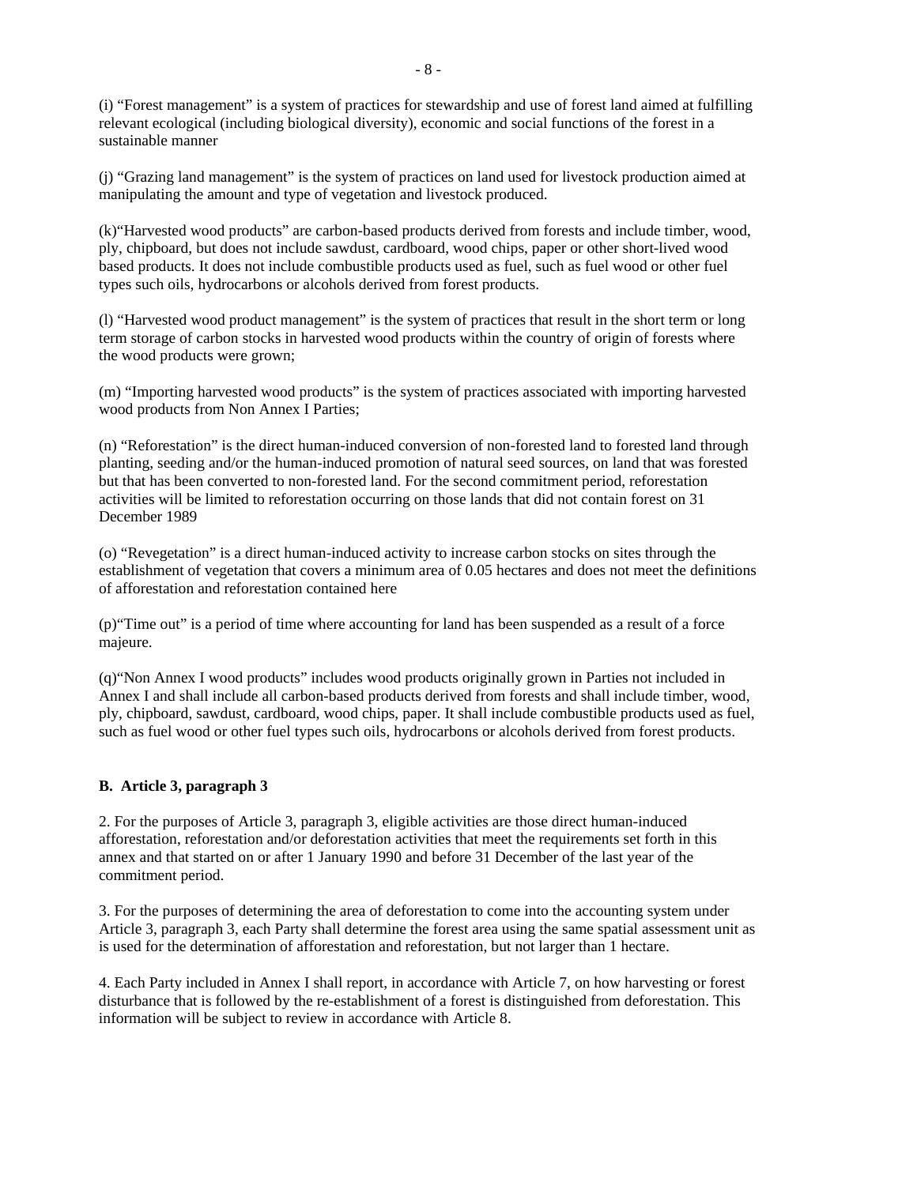(i) “Forest management” is a system of practices for stewardship and use of forest land aimed at fulfilling relevant ecological (including biological diversity), economic and social functions of the forest in a sustainable manner

(j) “Grazing land management” is the system of practices on land used for livestock production aimed at manipulating the amount and type of vegetation and livestock produced.

(k)“Harvested wood products” are carbon-based products derived from forests and include timber, wood, ply, chipboard, but does not include sawdust, cardboard, wood chips, paper or other short-lived wood based products. It does not include combustible products used as fuel, such as fuel wood or other fuel types such oils, hydrocarbons or alcohols derived from forest products.

(l) “Harvested wood product management” is the system of practices that result in the short term or long term storage of carbon stocks in harvested wood products within the country of origin of forests where the wood products were grown;

(m) “Importing harvested wood products” is the system of practices associated with importing harvested wood products from Non Annex I Parties;

(n) “Reforestation” is the direct human-induced conversion of non-forested land to forested land through planting, seeding and/or the human-induced promotion of natural seed sources, on land that was forested but that has been converted to non-forested land. For the second commitment period, reforestation activities will be limited to reforestation occurring on those lands that did not contain forest on 31 December 1989

(o) “Revegetation” is a direct human-induced activity to increase carbon stocks on sites through the establishment of vegetation that covers a minimum area of 0.05 hectares and does not meet the definitions of afforestation and reforestation contained here

(p)“Time out” is a period of time where accounting for land has been suspended as a result of a force majeure.

(q)“Non Annex I wood products” includes wood products originally grown in Parties not included in Annex I and shall include all carbon-based products derived from forests and shall include timber, wood, ply, chipboard, sawdust, cardboard, wood chips, paper. It shall include combustible products used as fuel, such as fuel wood or other fuel types such oils, hydrocarbons or alcohols derived from forest products.

**B. Article 3, paragraph 3**

2. For the purposes of Article 3, paragraph 3, eligible activities are those direct human-induced afforestation, reforestation and/or deforestation activities that meet the requirements set forth in this annex and that started on or after 1 January 1990 and before 31 December of the last year of the commitment period.

3. For the purposes of determining the area of deforestation to come into the accounting system under Article 3, paragraph 3, each Party shall determine the forest area using the same spatial assessment unit as is used for the determination of afforestation and reforestation, but not larger than 1 hectare.

4. Each Party included in Annex I shall report, in accordance with Article 7, on how harvesting or forest disturbance that is followed by the re-establishment of a forest is distinguished from deforestation. This information will be subject to review in accordance with Article 8.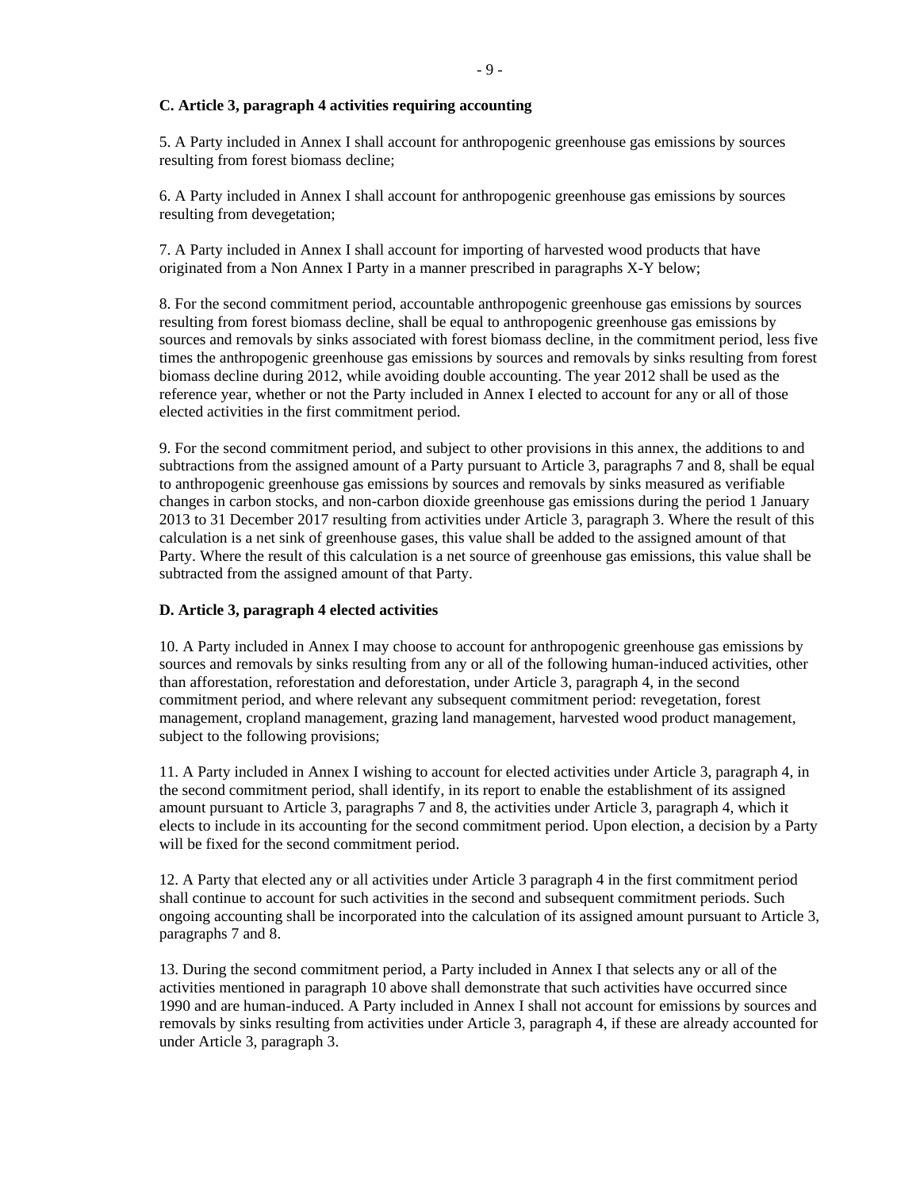### C. Article 3, paragraph 4 activities requiring accounting

5. A Party included in Annex I shall account for anthropogenic greenhouse gas emissions by sources resulting from forest biomass decline;

6. A Party included in Annex I shall account for anthropogenic greenhouse gas emissions by sources resulting from devegetation;

7. A Party included in Annex I shall account for importing of harvested wood products that have originated from a Non Annex I Party in a manner prescribed in paragraphs X-Y below;

8. For the second commitment period, accountable anthropogenic greenhouse gas emissions by sources resulting from forest biomass decline, shall be equal to anthropogenic greenhouse gas emissions by sources and removals by sinks associated with forest biomass decline, in the commitment period, less five times the anthropogenic greenhouse gas emissions by sources and removals by sinks resulting from forest biomass decline during 2012, while avoiding double accounting. The year 2012 shall be used as the reference year, whether or not the Party included in Annex I elected to account for any or all of those elected activities in the first commitment period.

9. For the second commitment period, and subject to other provisions in this annex, the additions to and subtractions from the assigned amount of a Party pursuant to Article 3, paragraphs 7 and 8, shall be equal to anthropogenic greenhouse gas emissions by sources and removals by sinks measured as verifiable changes in carbon stocks, and non-carbon dioxide greenhouse gas emissions during the period 1 January 2013 to 31 December 2017 resulting from activities under Article 3, paragraph 3. Where the result of this calculation is a net sink of greenhouse gases, this value shall be added to the assigned amount of that Party. Where the result of this calculation is a net source of greenhouse gas emissions, this value shall be subtracted from the assigned amount of that Party.

### D. Article 3, paragraph 4 elected activities

10. A Party included in Annex I may choose to account for anthropogenic greenhouse gas emissions by sources and removals by sinks resulting from any or all of the following human-induced activities, other than afforestation, reforestation and deforestation, under Article 3, paragraph 4, in the second commitment period, and where relevant any subsequent commitment period: revegetation, forest management, cropland management, grazing land management, harvested wood product management, subject to the following provisions;

11. A Party included in Annex I wishing to account for elected activities under Article 3, paragraph 4, in the second commitment period, shall identify, in its report to enable the establishment of its assigned amount pursuant to Article 3, paragraphs 7 and 8, the activities under Article 3, paragraph 4, which it elects to include in its accounting for the second commitment period. Upon election, a decision by a Party will be fixed for the second commitment period.

12. A Party that elected any or all activities under Article 3 paragraph 4 in the first commitment period shall continue to account for such activities in the second and subsequent commitment periods. Such ongoing accounting shall be incorporated into the calculation of its assigned amount pursuant to Article 3, paragraphs 7 and 8.

13. During the second commitment period, a Party included in Annex I that selects any or all of the activities mentioned in paragraph 10 above shall demonstrate that such activities have occurred since 1990 and are human-induced. A Party included in Annex I shall not account for emissions by sources and removals by sinks resulting from activities under Article 3, paragraph 4, if these are already accounted for under Article 3, paragraph 3.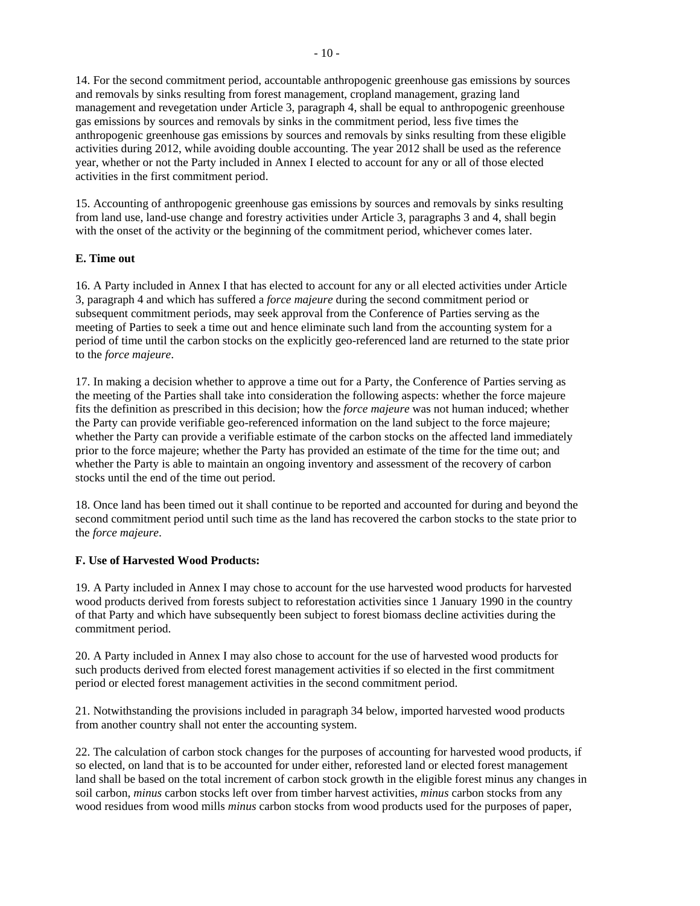14. For the second commitment period, accountable anthropogenic greenhouse gas emissions by sources and removals by sinks resulting from forest management, cropland management, grazing land management and revegetation under Article 3, paragraph 4, shall be equal to anthropogenic greenhouse gas emissions by sources and removals by sinks in the commitment period, less five times the anthropogenic greenhouse gas emissions by sources and removals by sinks resulting from these eligible activities during 2012, while avoiding double accounting. The year 2012 shall be used as the reference year, whether or not the Party included in Annex I elected to account for any or all of those elected activities in the first commitment period.

15. Accounting of anthropogenic greenhouse gas emissions by sources and removals by sinks resulting from land use, land-use change and forestry activities under Article 3, paragraphs 3 and 4, shall begin with the onset of the activity or the beginning of the commitment period, whichever comes later.

**E. Time out**

16. A Party included in Annex I that has elected to account for any or all elected activities under Article 3, paragraph 4 and which has suffered a *force majeure* during the second commitment period or subsequent commitment periods, may seek approval from the Conference of Parties serving as the meeting of Parties to seek a time out and hence eliminate such land from the accounting system for a period of time until the carbon stocks on the explicitly geo-referenced land are returned to the state prior to the *force majeure*.

17. In making a decision whether to approve a time out for a Party, the Conference of Parties serving as the meeting of the Parties shall take into consideration the following aspects: whether the force majeure fits the definition as prescribed in this decision; how the *force majeure* was not human induced; whether the Party can provide verifiable geo-referenced information on the land subject to the force majeure; whether the Party can provide a verifiable estimate of the carbon stocks on the affected land immediately prior to the force majeure; whether the Party has provided an estimate of the time for the time out; and whether the Party is able to maintain an ongoing inventory and assessment of the recovery of carbon stocks until the end of the time out period.

18. Once land has been timed out it shall continue to be reported and accounted for during and beyond the second commitment period until such time as the land has recovered the carbon stocks to the state prior to the *force majeure*.

**F. Use of Harvested Wood Products:**

19. A Party included in Annex I may chose to account for the use harvested wood products for harvested wood products derived from forests subject to reforestation activities since 1 January 1990 in the country of that Party and which have subsequently been subject to forest biomass decline activities during the commitment period.

20. A Party included in Annex I may also chose to account for the use of harvested wood products for such products derived from elected forest management activities if so elected in the first commitment period or elected forest management activities in the second commitment period.

21. Notwithstanding the provisions included in paragraph 34 below, imported harvested wood products from another country shall not enter the accounting system.

22. The calculation of carbon stock changes for the purposes of accounting for harvested wood products, if so elected, on land that is to be accounted for under either, reforested land or elected forest management land shall be based on the total increment of carbon stock growth in the eligible forest minus any changes in soil carbon, *minus* carbon stocks left over from timber harvest activities, *minus* carbon stocks from any wood residues from wood mills *minus* carbon stocks from wood products used for the purposes of paper,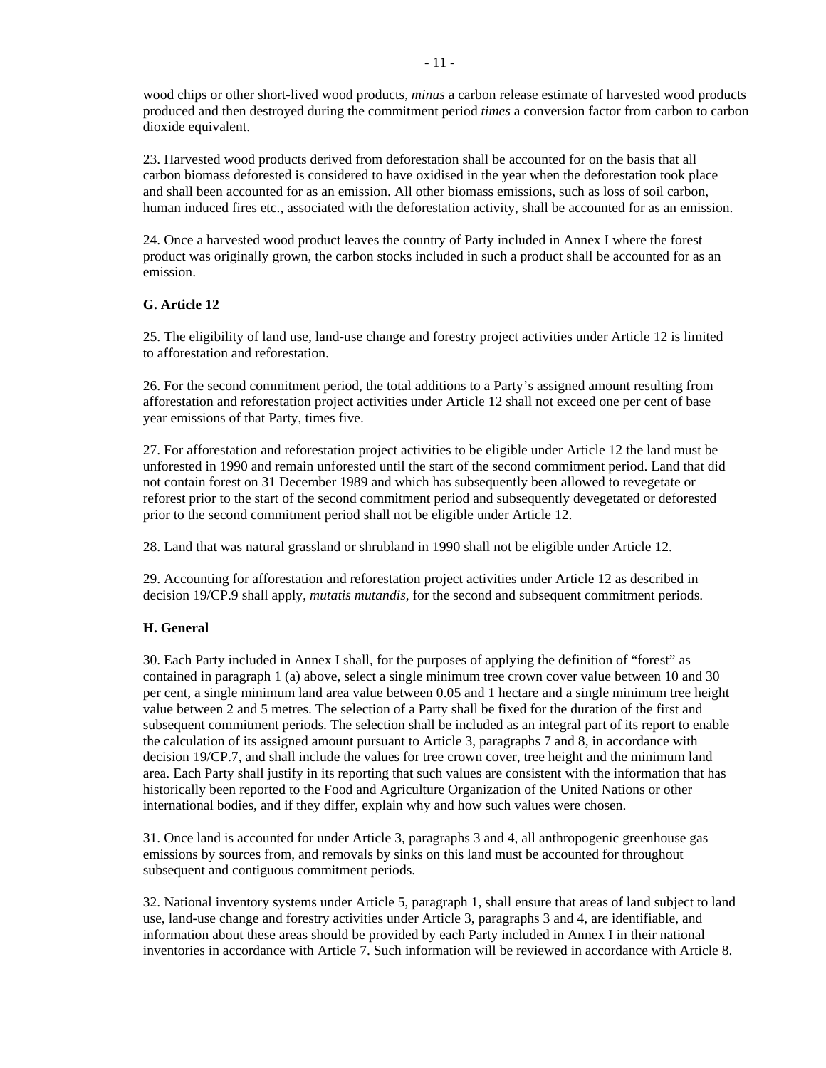wood chips or other short-lived wood products, *minus* a carbon release estimate of harvested wood products produced and then destroyed during the commitment period *times* a conversion factor from carbon to carbon dioxide equivalent.

23. Harvested wood products derived from deforestation shall be accounted for on the basis that all carbon biomass deforested is considered to have oxidised in the year when the deforestation took place and shall been accounted for as an emission. All other biomass emissions, such as loss of soil carbon, human induced fires etc., associated with the deforestation activity, shall be accounted for as an emission.

24. Once a harvested wood product leaves the country of Party included in Annex I where the forest product was originally grown, the carbon stocks included in such a product shall be accounted for as an emission.

**G. Article 12**

25. The eligibility of land use, land-use change and forestry project activities under Article 12 is limited to afforestation and reforestation.

26. For the second commitment period, the total additions to a Party's assigned amount resulting from afforestation and reforestation project activities under Article 12 shall not exceed one per cent of base year emissions of that Party, times five.

27. For afforestation and reforestation project activities to be eligible under Article 12 the land must be unforested in 1990 and remain unforested until the start of the second commitment period. Land that did not contain forest on 31 December 1989 and which has subsequently been allowed to revegetate or reforest prior to the start of the second commitment period and subsequently devegetated or deforested prior to the second commitment period shall not be eligible under Article 12.

28. Land that was natural grassland or shrubland in 1990 shall not be eligible under Article 12.

29. Accounting for afforestation and reforestation project activities under Article 12 as described in decision 19/CP.9 shall apply, *mutatis mutandis*, for the second and subsequent commitment periods.

**H. General**

30. Each Party included in Annex I shall, for the purposes of applying the definition of "forest" as contained in paragraph 1 (a) above, select a single minimum tree crown cover value between 10 and 30 per cent, a single minimum land area value between 0.05 and 1 hectare and a single minimum tree height value between 2 and 5 metres. The selection of a Party shall be fixed for the duration of the first and subsequent commitment periods. The selection shall be included as an integral part of its report to enable the calculation of its assigned amount pursuant to Article 3, paragraphs 7 and 8, in accordance with decision 19/CP.7, and shall include the values for tree crown cover, tree height and the minimum land area. Each Party shall justify in its reporting that such values are consistent with the information that has historically been reported to the Food and Agriculture Organization of the United Nations or other international bodies, and if they differ, explain why and how such values were chosen.

31. Once land is accounted for under Article 3, paragraphs 3 and 4, all anthropogenic greenhouse gas emissions by sources from, and removals by sinks on this land must be accounted for throughout subsequent and contiguous commitment periods.

32. National inventory systems under Article 5, paragraph 1, shall ensure that areas of land subject to land use, land-use change and forestry activities under Article 3, paragraphs 3 and 4, are identifiable, and information about these areas should be provided by each Party included in Annex I in their national inventories in accordance with Article 7. Such information will be reviewed in accordance with Article 8.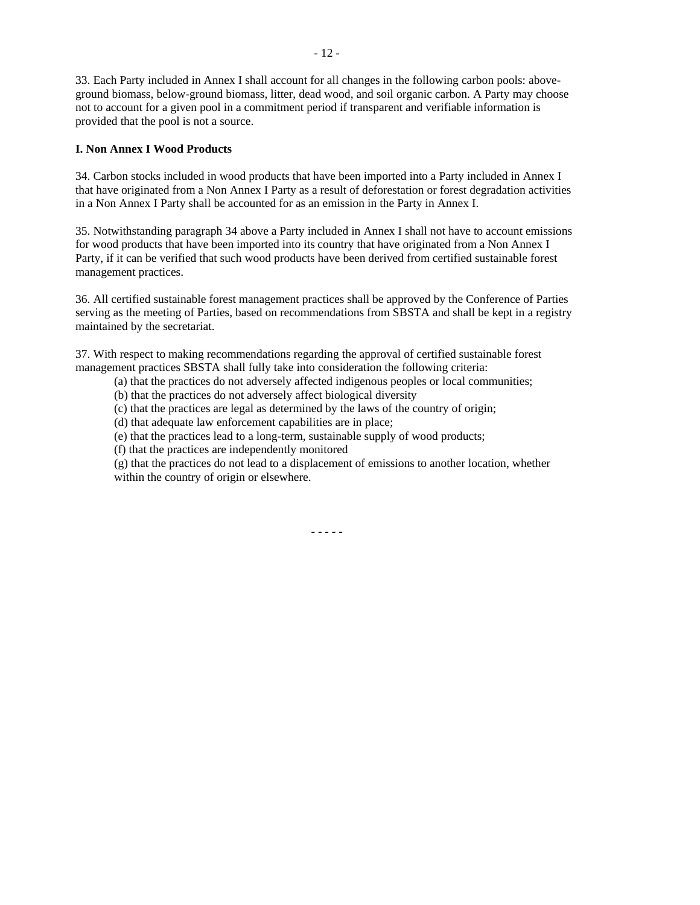33. Each Party included in Annex I shall account for all changes in the following carbon pools: above-ground biomass, below-ground biomass, litter, dead wood, and soil organic carbon. A Party may choose not to account for a given pool in a commitment period if transparent and verifiable information is provided that the pool is not a source.

**I. Non Annex I Wood Products**

34. Carbon stocks included in wood products that have been imported into a Party included in Annex I that have originated from a Non Annex I Party as a result of deforestation or forest degradation activities in a Non Annex I Party shall be accounted for as an emission in the Party in Annex I.

35. Notwithstanding paragraph 34 above a Party included in Annex I shall not have to account emissions for wood products that have been imported into its country that have originated from a Non Annex I Party, if it can be verified that such wood products have been derived from certified sustainable forest management practices.

36. All certified sustainable forest management practices shall be approved by the Conference of Parties serving as the meeting of Parties, based on recommendations from SBSTA and shall be kept in a registry maintained by the secretariat.

37. With respect to making recommendations regarding the approval of certified sustainable forest management practices SBSTA shall fully take into consideration the following criteria:

(a) that the practices do not adversely affected indigenous peoples or local communities;
(b) that the practices do not adversely affect biological diversity
(c) that the practices are legal as determined by the laws of the country of origin;
(d) that adequate law enforcement capabilities are in place;
(e) that the practices lead to a long-term, sustainable supply of wood products;
(f) that the practices are independently monitored
(g) that the practices do not lead to a displacement of emissions to another location, whether within the country of origin or elsewhere.

- - - - -